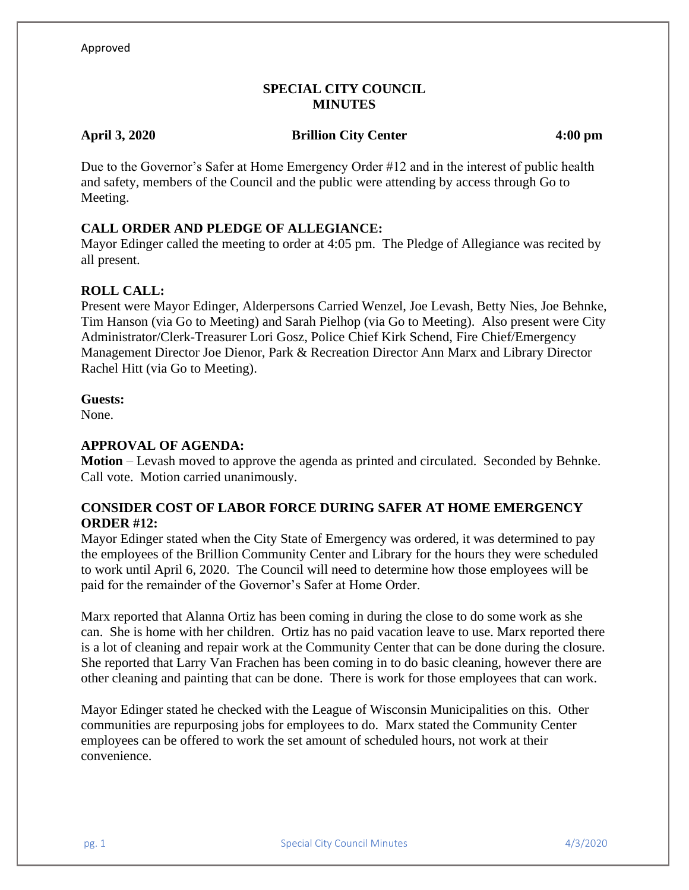Approved

# SPECIAL CITY COUNCIL MINUTES

**April 3, 2020 Brillion City Center 4:00 pm**

Due to the Governor's Safer at Home Emergency Order #12 and in the interest of public health and safety, members of the Council and the public were attending by access through Go to Meeting.

## CALL ORDER AND PLEDGE OF ALLEGIANCE:

Mayor Edinger called the meeting to order at 4:05 pm. The Pledge of Allegiance was recited by all present.

## ROLL CALL:

Present were Mayor Edinger, Alderpersons Carried Wenzel, Joe Levash, Betty Nies, Joe Behnke, Tim Hanson (via Go to Meeting) and Sarah Pielhop (via Go to Meeting). Also present were City Administrator/Clerk-Treasurer Lori Gosz, Police Chief Kirk Schend, Fire Chief/Emergency Management Director Joe Dienor, Park & Recreation Director Ann Marx and Library Director Rachel Hitt (via Go to Meeting).

**Guests:**
None.

## APPROVAL OF AGENDA:

**Motion** – Levash moved to approve the agenda as printed and circulated. Seconded by Behnke. Call vote. Motion carried unanimously.

## CONSIDER COST OF LABOR FORCE DURING SAFER AT HOME EMERGENCY ORDER #12:

Mayor Edinger stated when the City State of Emergency was ordered, it was determined to pay the employees of the Brillion Community Center and Library for the hours they were scheduled to work until April 6, 2020. The Council will need to determine how those employees will be paid for the remainder of the Governor's Safer at Home Order.

Marx reported that Alanna Ortiz has been coming in during the close to do some work as she can. She is home with her children. Ortiz has no paid vacation leave to use. Marx reported there is a lot of cleaning and repair work at the Community Center that can be done during the closure. She reported that Larry Van Frachen has been coming in to do basic cleaning, however there are other cleaning and painting that can be done. There is work for those employees that can work.

Mayor Edinger stated he checked with the League of Wisconsin Municipalities on this. Other communities are repurposing jobs for employees to do. Marx stated the Community Center employees can be offered to work the set amount of scheduled hours, not work at their convenience.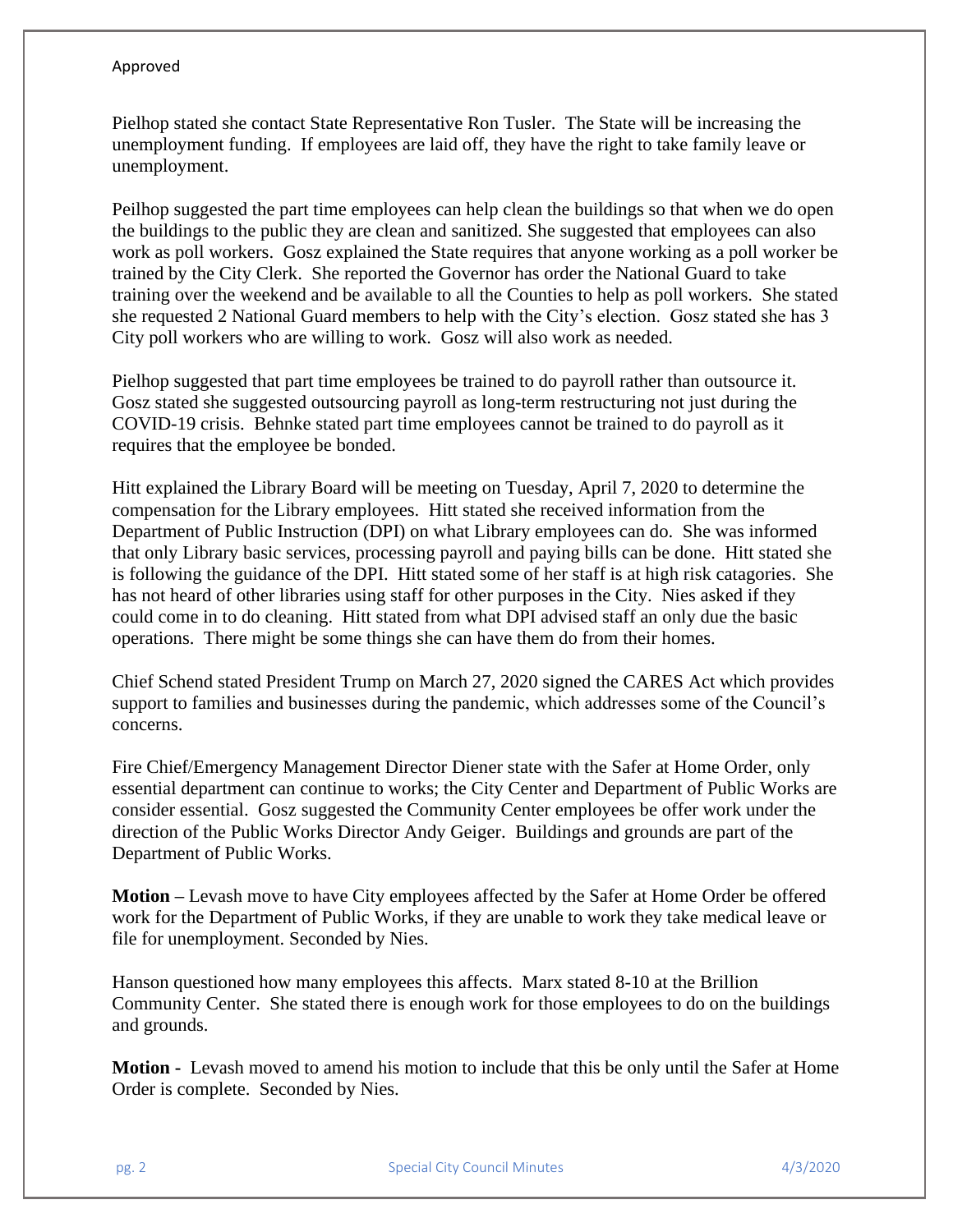Approved

Pielhop stated she contact State Representative Ron Tusler. The State will be increasing the unemployment funding. If employees are laid off, they have the right to take family leave or unemployment.

Peilhop suggested the part time employees can help clean the buildings so that when we do open the buildings to the public they are clean and sanitized. She suggested that employees can also work as poll workers. Gosz explained the State requires that anyone working as a poll worker be trained by the City Clerk. She reported the Governor has order the National Guard to take training over the weekend and be available to all the Counties to help as poll workers. She stated she requested 2 National Guard members to help with the City's election. Gosz stated she has 3 City poll workers who are willing to work. Gosz will also work as needed.

Pielhop suggested that part time employees be trained to do payroll rather than outsource it. Gosz stated she suggested outsourcing payroll as long-term restructuring not just during the COVID-19 crisis. Behnke stated part time employees cannot be trained to do payroll as it requires that the employee be bonded.

Hitt explained the Library Board will be meeting on Tuesday, April 7, 2020 to determine the compensation for the Library employees. Hitt stated she received information from the Department of Public Instruction (DPI) on what Library employees can do. She was informed that only Library basic services, processing payroll and paying bills can be done. Hitt stated she is following the guidance of the DPI. Hitt stated some of her staff is at high risk catagories. She has not heard of other libraries using staff for other purposes in the City. Nies asked if they could come in to do cleaning. Hitt stated from what DPI advised staff an only due the basic operations. There might be some things she can have them do from their homes.

Chief Schend stated President Trump on March 27, 2020 signed the CARES Act which provides support to families and businesses during the pandemic, which addresses some of the Council's concerns.

Fire Chief/Emergency Management Director Diener state with the Safer at Home Order, only essential department can continue to works; the City Center and Department of Public Works are consider essential. Gosz suggested the Community Center employees be offer work under the direction of the Public Works Director Andy Geiger. Buildings and grounds are part of the Department of Public Works.

**Motion –** Levash move to have City employees affected by the Safer at Home Order be offered work for the Department of Public Works, if they are unable to work they take medical leave or file for unemployment. Seconded by Nies.

Hanson questioned how many employees this affects. Marx stated 8-10 at the Brillion Community Center. She stated there is enough work for those employees to do on the buildings and grounds.

**Motion -** Levash moved to amend his motion to include that this be only until the Safer at Home Order is complete. Seconded by Nies.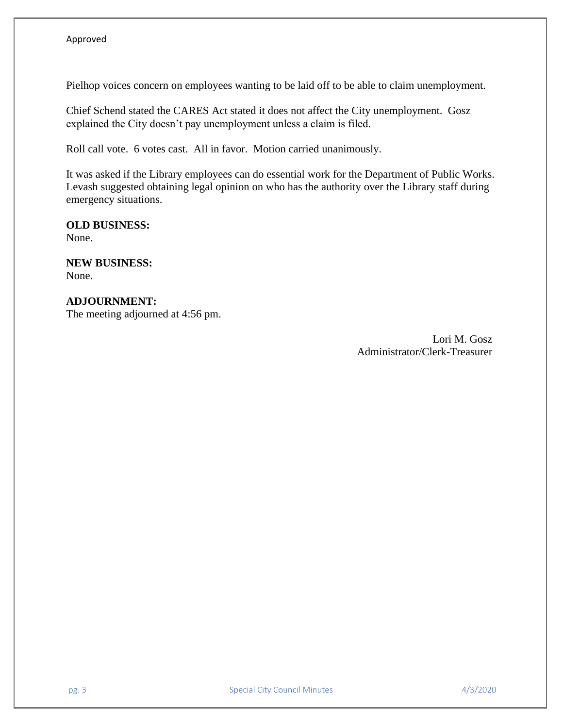Approved

Pielhop voices concern on employees wanting to be laid off to be able to claim unemployment.

Chief Schend stated the CARES Act stated it does not affect the City unemployment. Gosz explained the City doesn't pay unemployment unless a claim is filed.

Roll call vote. 6 votes cast. All in favor. Motion carried unanimously.

It was asked if the Library employees can do essential work for the Department of Public Works. Levash suggested obtaining legal opinion on who has the authority over the Library staff during emergency situations.

**OLD BUSINESS:**
None.

**NEW BUSINESS:**
None.

**ADJOURNMENT:**
The meeting adjourned at 4:56 pm.

Lori M. Gosz
Administrator/Clerk-Treasurer